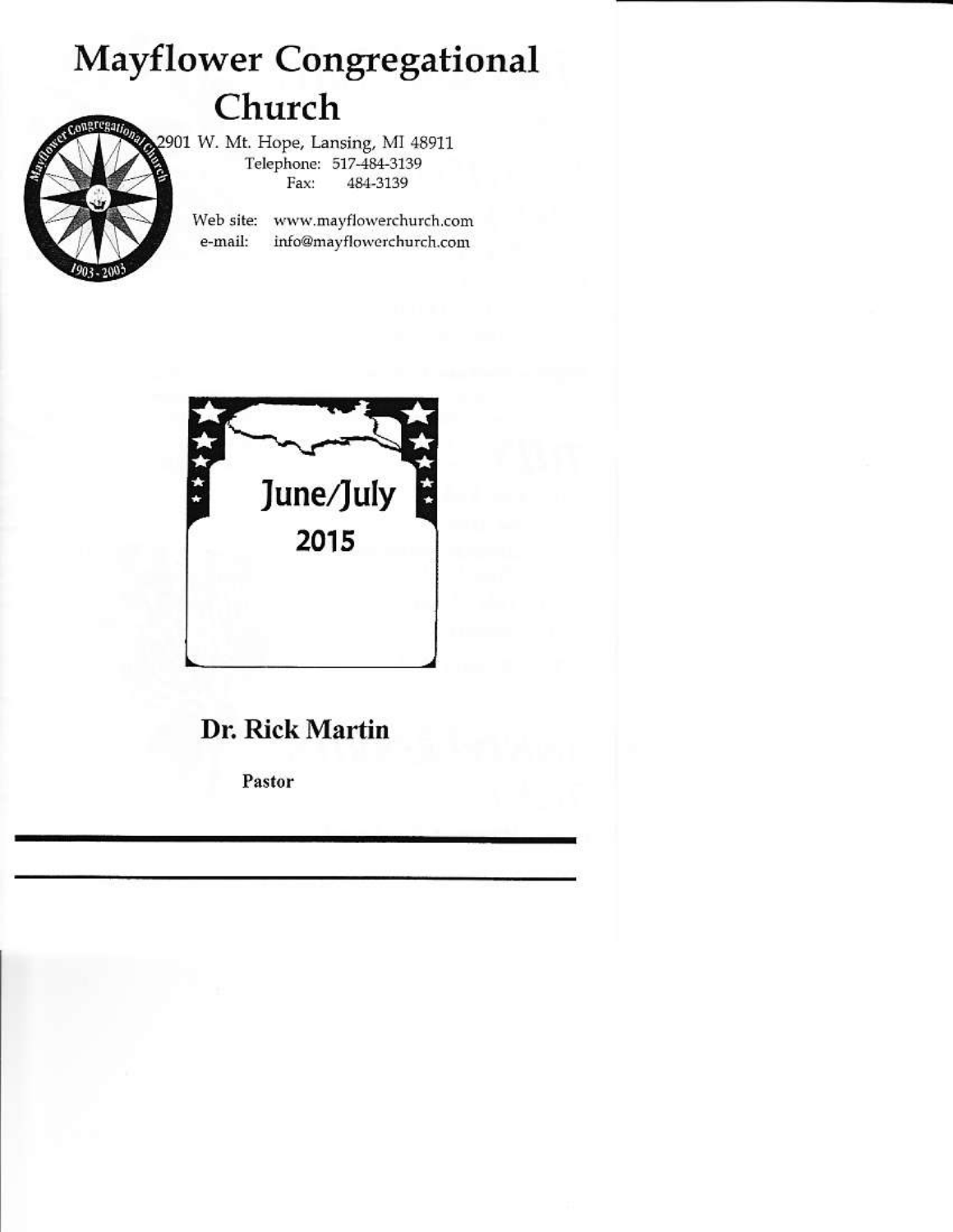# Mayflower Congregational Church

2901 W. Mt. Hope, Lansing, MI 48911
Telephone: 517-484-3139
Fax: 484-3139

Web site: www.mayflowerchurch.com
e-mail: info@mayflowerchurch.com

June/July
2015

## Dr. Rick Martin

**Pastor**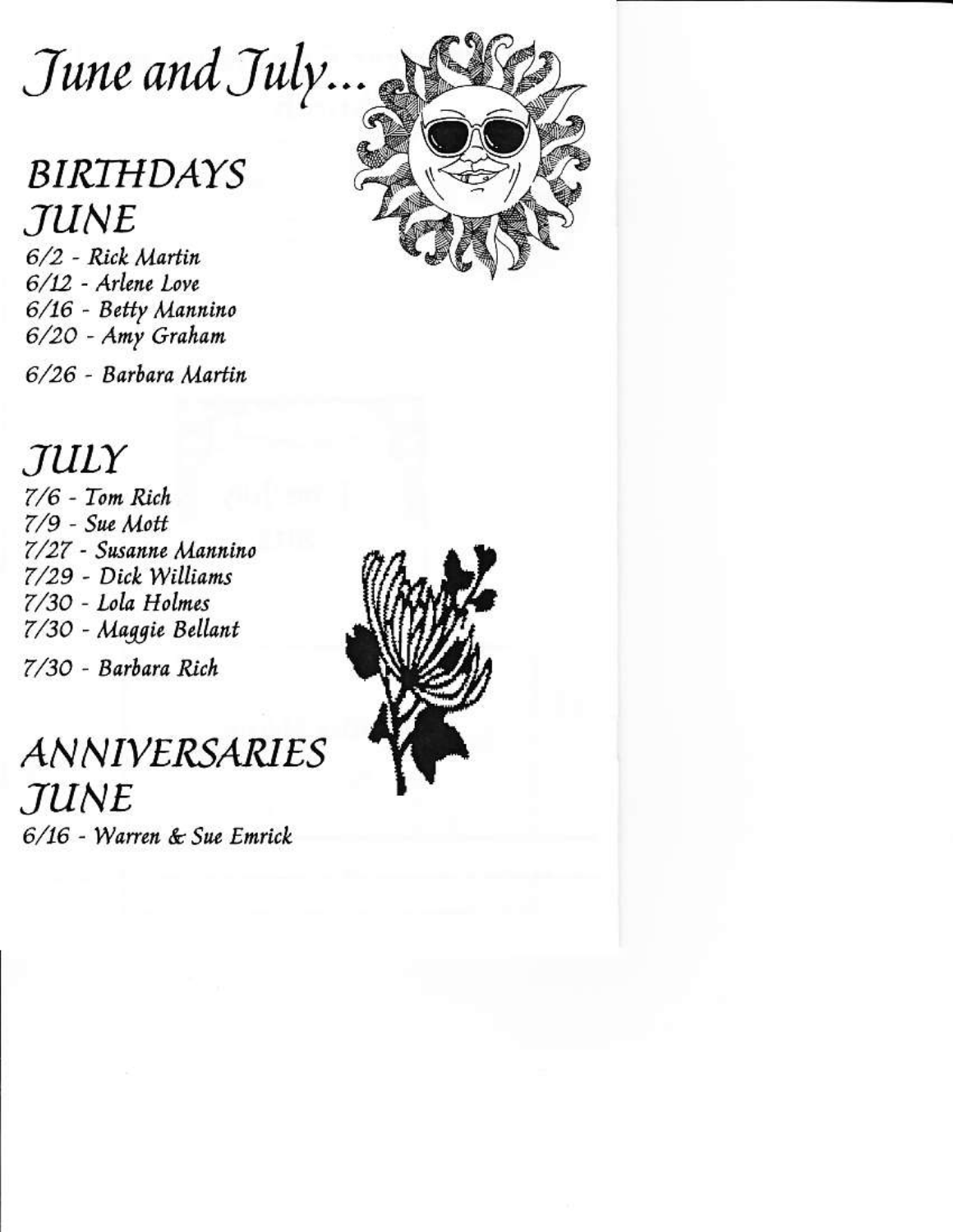# June and July...

## BIRTHDAYS

### JUNE

6/2 - Rick Martin
6/12 - Arlene Love
6/16 - Betty Mannino
6/20 - Amy Graham
6/26 - Barbara Martin

### JULY

7/6 - Tom Rich
7/9 - Sue Mott
7/27 - Susanne Mannino
7/29 - Dick Williams
7/30 - Lola Holmes
7/30 - Maggie Bellant
7/30 - Barbara Rich

## ANNIVERSARIES

### JUNE

6/16 - Warren & Sue Emrick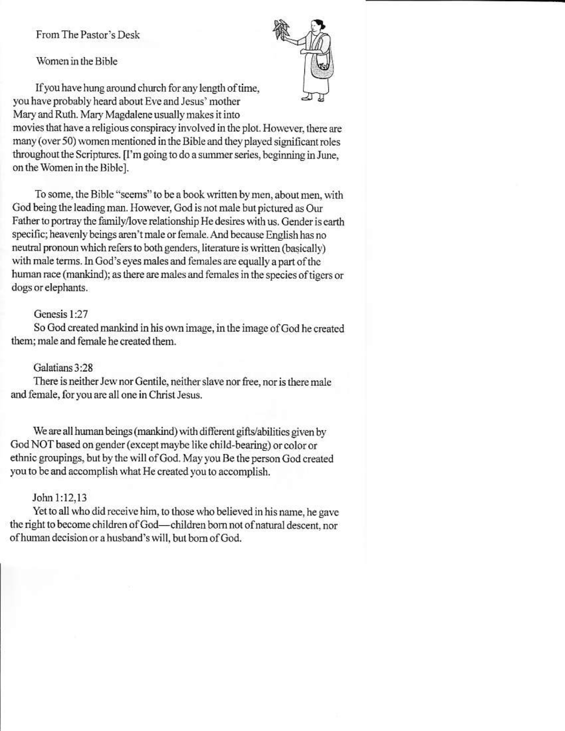From The Pastor's Desk

Women in the Bible

If you have hung around church for any length of time, you have probably heard about Eve and Jesus' mother Mary and Ruth. Mary Magdalene usually makes it into movies that have a religious conspiracy involved in the plot. However, there are many (over 50) women mentioned in the Bible and they played significant roles throughout the Scriptures. [I'm going to do a summer series, beginning in June, on the Women in the Bible].

To some, the Bible "seems" to be a book written by men, about men, with God being the leading man. However, God is not male but pictured as Our Father to portray the family/love relationship He desires with us. Gender is earth specific; heavenly beings aren't male or female. And because English has no neutral pronoun which refers to both genders, literature is written (basically) with male terms. In God's eyes males and females are equally a part of the human race (mankind); as there are males and females in the species of tigers or dogs or elephants.

Genesis 1:27
So God created mankind in his own image, in the image of God he created them; male and female he created them.

Galatians 3:28
There is neither Jew nor Gentile, neither slave nor free, nor is there male and female, for you are all one in Christ Jesus.

We are all human beings (mankind) with different gifts/abilities given by God NOT based on gender (except maybe like child-bearing) or color or ethnic groupings, but by the will of God. May you Be the person God created you to be and accomplish what He created you to accomplish.

John 1:12,13
Yet to all who did receive him, to those who believed in his name, he gave the right to become children of God—children born not of natural descent, nor of human decision or a husband's will, but born of God.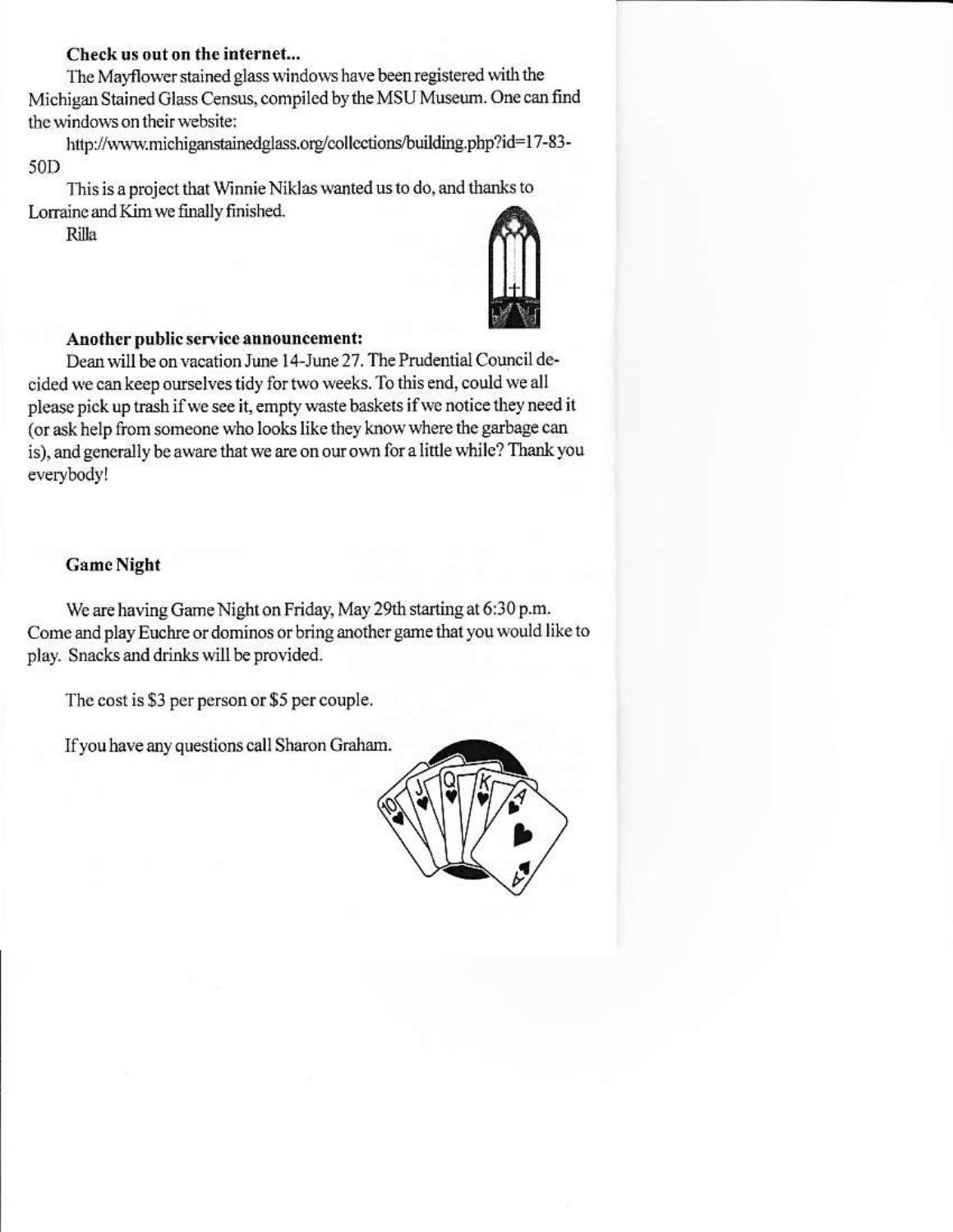**Check us out on the internet...**

The Mayflower stained glass windows have been registered with the Michigan Stained Glass Census, compiled by the MSU Museum. One can find the windows on their website:

http://www.michiganstainedglass.org/collections/building.php?id=17-83-50D

This is a project that Winnie Niklas wanted us to do, and thanks to Lorraine and Kim we finally finished.

Rilla

**Another public service announcement:**

Dean will be on vacation June 14-June 27. The Prudential Council decided we can keep ourselves tidy for two weeks. To this end, could we all please pick up trash if we see it, empty waste baskets if we notice they need it (or ask help from someone who looks like they know where the garbage can is), and generally be aware that we are on our own for a little while? Thank you everybody!

**Game Night**

We are having Game Night on Friday, May 29th starting at 6:30 p.m. Come and play Euchre or dominos or bring another game that you would like to play. Snacks and drinks will be provided.

The cost is $3 per person or $5 per couple.

If you have any questions call Sharon Graham.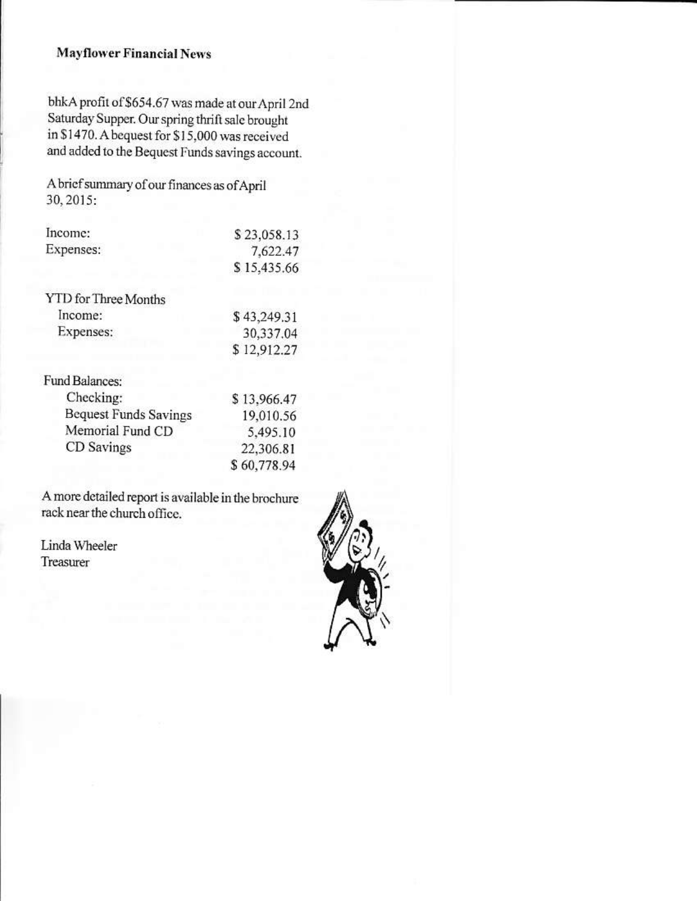## Mayflower Financial News

bhkA profit of $654.67 was made at our April 2nd Saturday Supper. Our spring thrift sale brought in $1470. A bequest for $15,000 was received and added to the Bequest Funds savings account.

A brief summary of our finances as of April 30, 2015:

| | |
|---|---|
| Income: | $ 23,058.13 |
| Expenses: | 7,622.47 |
| | $ 15,435.66 |

| | |
|---|---|
| YTD for Three Months | |
| Income: | $ 43,249.31 |
| Expenses: | 30,337.04 |
| | $ 12,912.27 |

| | |
|---|---|
| Fund Balances: | |
| Checking: | $ 13,966.47 |
| Bequest Funds Savings | 19,010.56 |
| Memorial Fund CD | 5,495.10 |
| CD Savings | 22,306.81 |
| | $ 60,778.94 |

A more detailed report is available in the brochure rack near the church office.

Linda Wheeler
Treasurer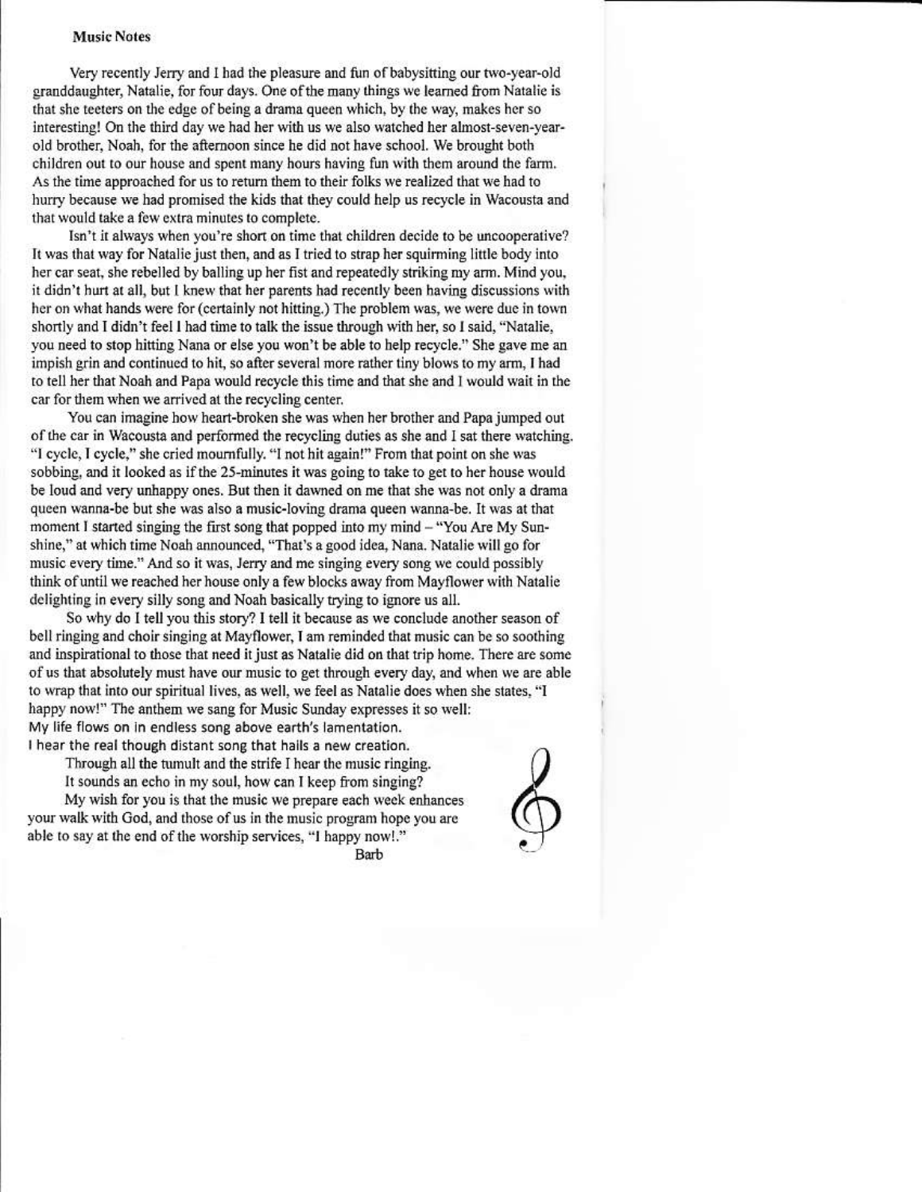**Music Notes**

Very recently Jerry and I had the pleasure and fun of babysitting our two-year-old granddaughter, Natalie, for four days. One of the many things we learned from Natalie is that she teeters on the edge of being a drama queen which, by the way, makes her so interesting! On the third day we had her with us we also watched her almost-seven-year-old brother, Noah, for the afternoon since he did not have school. We brought both children out to our house and spent many hours having fun with them around the farm. As the time approached for us to return them to their folks we realized that we had to hurry because we had promised the kids that they could help us recycle in Wacousta and that would take a few extra minutes to complete.

Isn't it always when you're short on time that children decide to be uncooperative? It was that way for Natalie just then, and as I tried to strap her squirming little body into her car seat, she rebelled by balling up her fist and repeatedly striking my arm. Mind you, it didn't hurt at all, but I knew that her parents had recently been having discussions with her on what hands were for (certainly not hitting.) The problem was, we were due in town shortly and I didn't feel I had time to talk the issue through with her, so I said, "Natalie, you need to stop hitting Nana or else you won't be able to help recycle." She gave me an impish grin and continued to hit, so after several more rather tiny blows to my arm, I had to tell her that Noah and Papa would recycle this time and that she and I would wait in the car for them when we arrived at the recycling center.

You can imagine how heart-broken she was when her brother and Papa jumped out of the car in Wacousta and performed the recycling duties as she and I sat there watching. "I cycle, I cycle," she cried mournfully. "I not hit again!" From that point on she was sobbing, and it looked as if the 25-minutes it was going to take to get to her house would be loud and very unhappy ones. But then it dawned on me that she was not only a drama queen wanna-be but she was also a music-loving drama queen wanna-be. It was at that moment I started singing the first song that popped into my mind – "You Are My Sunshine," at which time Noah announced, "That's a good idea, Nana. Natalie will go for music every time." And so it was, Jerry and me singing every song we could possibly think of until we reached her house only a few blocks away from Mayflower with Natalie delighting in every silly song and Noah basically trying to ignore us all.

So why do I tell you this story? I tell it because as we conclude another season of bell ringing and choir singing at Mayflower, I am reminded that music can be so soothing and inspirational to those that need it just as Natalie did on that trip home. There are some of us that absolutely must have our music to get through every day, and when we are able to wrap that into our spiritual lives, as well, we feel as Natalie does when she states, "I happy now!" The anthem we sang for Music Sunday expresses it so well:

My life flows on in endless song above earth's lamentation.
I hear the real though distant song that hails a new creation.
Through all the tumult and the strife I hear the music ringing.
It sounds an echo in my soul, how can I keep from singing?

My wish for you is that the music we prepare each week enhances your walk with God, and those of us in the music program hope you are able to say at the end of the worship services, "I happy now!."

Barb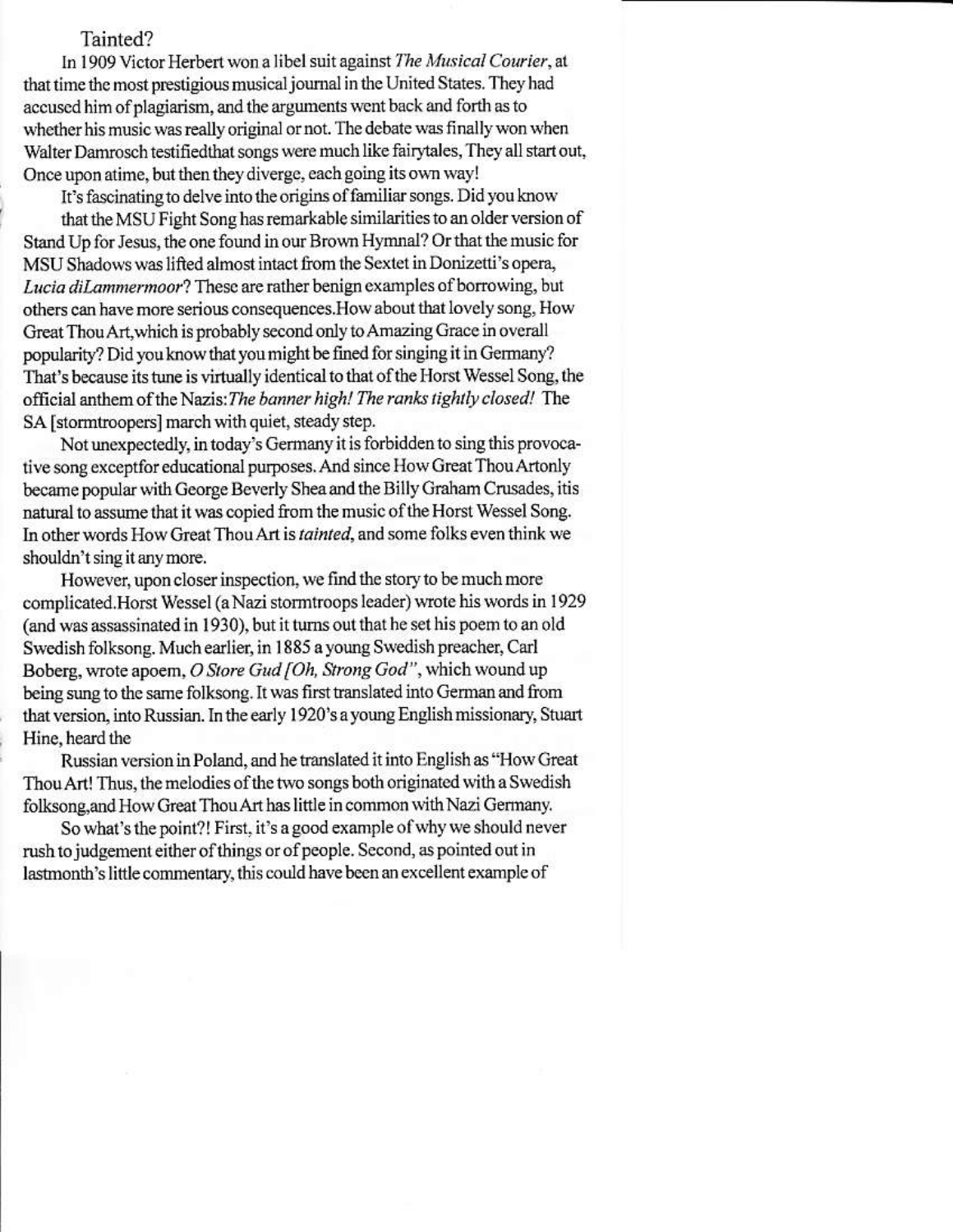## Tainted?

In 1909 Victor Herbert won a libel suit against *The Musical Courier*, at that time the most prestigious musical journal in the United States. They had accused him of plagiarism, and the arguments went back and forth as to whether his music was really original or not. The debate was finally won when Walter Damrosch testifiedthat songs were much like fairytales, They all start out, Once upon atime, but then they diverge, each going its own way!

It's fascinating to delve into the origins of familiar songs. Did you know that the MSU Fight Song has remarkable similarities to an older version of Stand Up for Jesus, the one found in our Brown Hymnal? Or that the music for MSU Shadows was lifted almost intact from the Sextet in Donizetti's opera, *Lucia diLammermoor*? These are rather benign examples of borrowing, but others can have more serious consequences.How about that lovely song, How Great Thou Art,which is probably second only to Amazing Grace in overall popularity? Did you know that you might be fined for singing it in Germany? That's because its tune is virtually identical to that of the Horst Wessel Song, the official anthem of the Nazis:*The banner high! The ranks tightly closed!* The SA [stormtroopers] march with quiet, steady step.

Not unexpectedly, in today's Germany it is forbidden to sing this provocative song exceptfor educational purposes. And since How Great Thou Artonly became popular with George Beverly Shea and the Billy Graham Crusades, itis natural to assume that it was copied from the music of the Horst Wessel Song. In other words How Great Thou Art is *tainted*, and some folks even think we shouldn't sing it any more.

However, upon closer inspection, we find the story to be much more complicated.Horst Wessel (a Nazi stormtroops leader) wrote his words in 1929 (and was assassinated in 1930), but it turns out that he set his poem to an old Swedish folksong. Much earlier, in 1885 a young Swedish preacher, Carl Boberg, wrote apoem, *O Store Gud [Oh, Strong God"*, which wound up being sung to the same folksong. It was first translated into German and from that version, into Russian. In the early 1920's a young English missionary, Stuart Hine, heard the

Russian version in Poland, and he translated it into English as "How Great Thou Art! Thus, the melodies of the two songs both originated with a Swedish folksong,and How Great Thou Art has little in common with Nazi Germany.

So what's the point?! First, it's a good example of why we should never rush to judgement either of things or of people. Second, as pointed out in lastmonth's little commentary, this could have been an excellent example of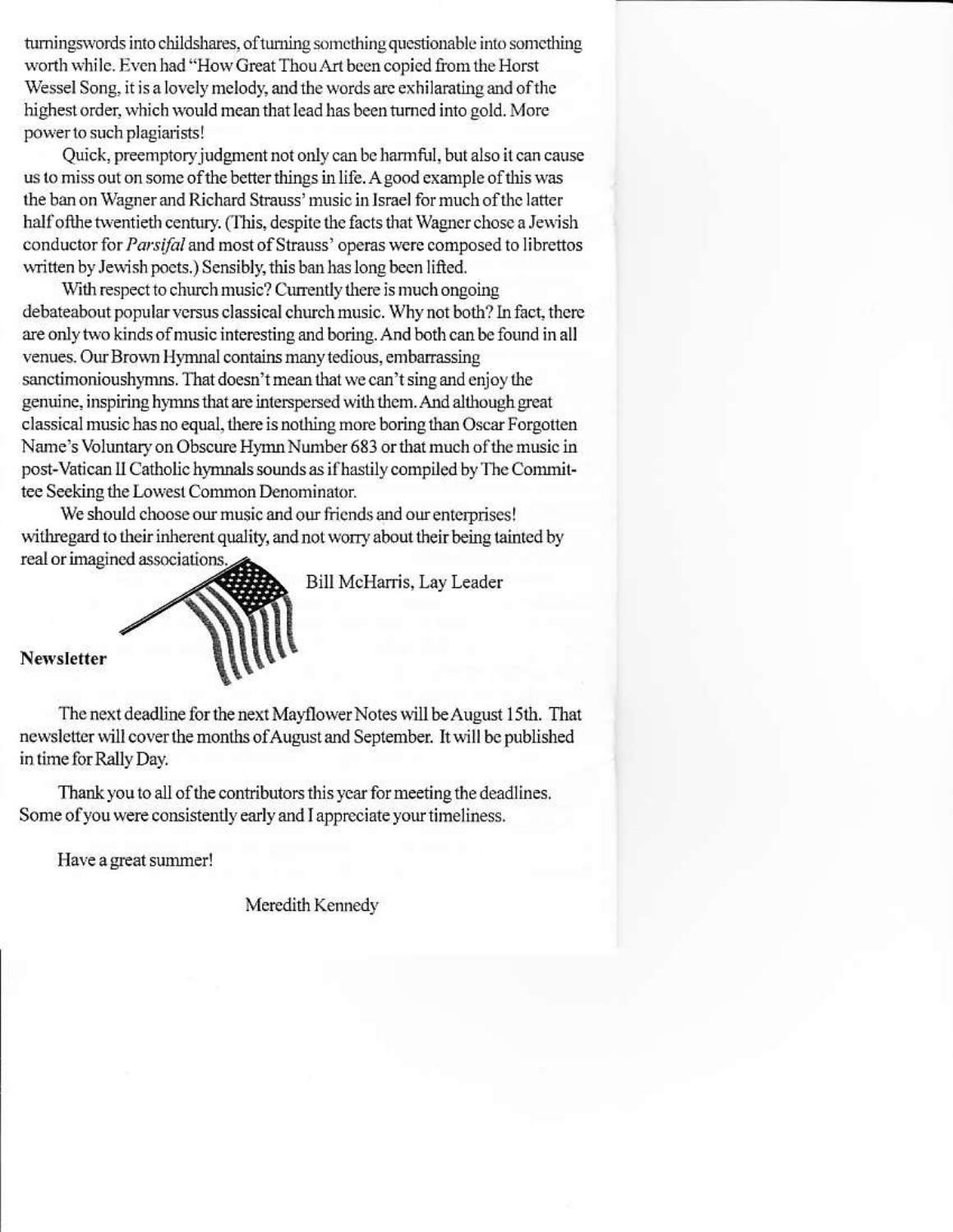turningswords into childshares, of turning something questionable into something worth while. Even had "How Great Thou Art been copied from the Horst Wessel Song, it is a lovely melody, and the words are exhilarating and of the highest order, which would mean that lead has been turned into gold. More power to such plagiarists!

Quick, preemptory judgment not only can be harmful, but also it can cause us to miss out on some of the better things in life. A good example of this was the ban on Wagner and Richard Strauss' music in Israel for much of the latter half ofthe twentieth century. (This, despite the facts that Wagner chose a Jewish conductor for *Parsifal* and most of Strauss' operas were composed to librettos written by Jewish poets.) Sensibly, this ban has long been lifted.

With respect to church music? Currently there is much ongoing debateabout popular versus classical church music. Why not both? In fact, there are only two kinds of music interesting and boring. And both can be found in all venues. Our Brown Hymnal contains many tedious, embarrassing sanctimonioushymns. That doesn't mean that we can't sing and enjoy the genuine, inspiring hymns that are interspersed with them. And although great classical music has no equal, there is nothing more boring than Oscar Forgotten Name's Voluntary on Obscure Hymn Number 683 or that much of the music in post-Vatican II Catholic hymnals sounds as if hastily compiled by The Committee Seeking the Lowest Common Denominator.

We should choose our music and our friends and our enterprises! withregard to their inherent quality, and not worry about their being tainted by real or imagined associations.

Bill McHarris, Lay Leader

**Newsletter**

The next deadline for the next Mayflower Notes will be August 15th. That newsletter will cover the months of August and September. It will be published in time for Rally Day.

Thank you to all of the contributors this year for meeting the deadlines. Some of you were consistently early and I appreciate your timeliness.

Have a great summer!

Meredith Kennedy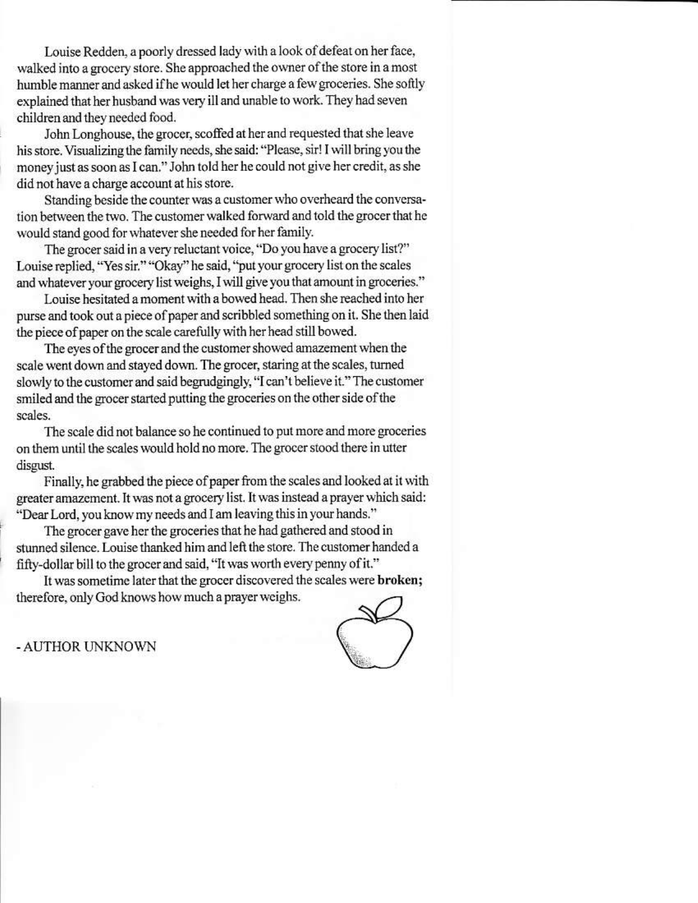Louise Redden, a poorly dressed lady with a look of defeat on her face, walked into a grocery store. She approached the owner of the store in a most humble manner and asked if he would let her charge a few groceries. She softly explained that her husband was very ill and unable to work. They had seven children and they needed food.

John Longhouse, the grocer, scoffed at her and requested that she leave his store. Visualizing the family needs, she said: "Please, sir! I will bring you the money just as soon as I can." John told her he could not give her credit, as she did not have a charge account at his store.

Standing beside the counter was a customer who overheard the conversation between the two. The customer walked forward and told the grocer that he would stand good for whatever she needed for her family.

The grocer said in a very reluctant voice, "Do you have a grocery list?" Louise replied, "Yes sir." "Okay" he said, "put your grocery list on the scales and whatever your grocery list weighs, I will give you that amount in groceries."

Louise hesitated a moment with a bowed head. Then she reached into her purse and took out a piece of paper and scribbled something on it. She then laid the piece of paper on the scale carefully with her head still bowed.

The eyes of the grocer and the customer showed amazement when the scale went down and stayed down. The grocer, staring at the scales, turned slowly to the customer and said begrudgingly, "I can't believe it." The customer smiled and the grocer started putting the groceries on the other side of the scales.

The scale did not balance so he continued to put more and more groceries on them until the scales would hold no more. The grocer stood there in utter disgust.

Finally, he grabbed the piece of paper from the scales and looked at it with greater amazement. It was not a grocery list. It was instead a prayer which said: "Dear Lord, you know my needs and I am leaving this in your hands."

The grocer gave her the groceries that he had gathered and stood in stunned silence. Louise thanked him and left the store. The customer handed a fifty-dollar bill to the grocer and said, "It was worth every penny of it."

It was sometime later that the grocer discovered the scales were **broken;** therefore, only God knows how much a prayer weighs.

- AUTHOR UNKNOWN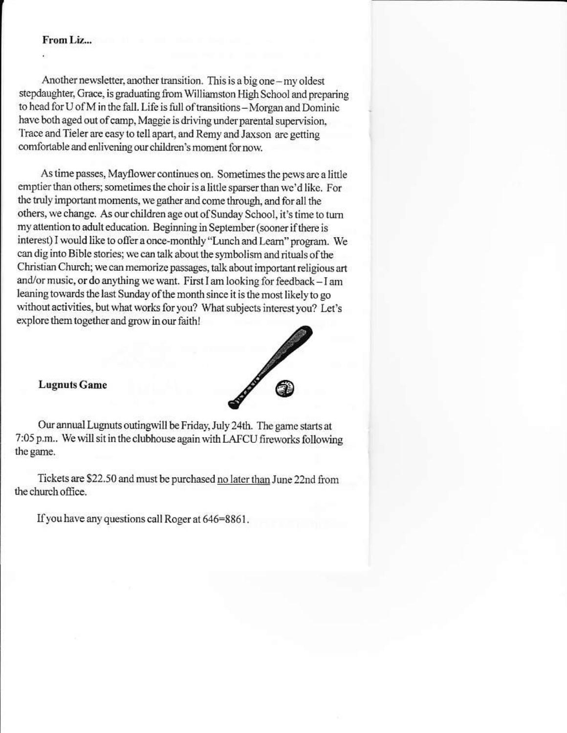**From Liz...**

Another newsletter, another transition. This is a big one – my oldest stepdaughter, Grace, is graduating from Williamston High School and preparing to head for U of M in the fall. Life is full of transitions – Morgan and Dominic have both aged out of camp, Maggie is driving under parental supervision, Trace and Tieler are easy to tell apart, and Remy and Jaxson are getting comfortable and enlivening our children's moment for now.

As time passes, Mayflower continues on. Sometimes the pews are a little emptier than others; sometimes the choir is a little sparser than we'd like. For the truly important moments, we gather and come through, and for all the others, we change. As our children age out of Sunday School, it's time to turn my attention to adult education. Beginning in September (sooner if there is interest) I would like to offer a once-monthly "Lunch and Learn" program. We can dig into Bible stories; we can talk about the symbolism and rituals of the Christian Church; we can memorize passages, talk about important religious art and/or music, or do anything we want. First I am looking for feedback – I am leaning towards the last Sunday of the month since it is the most likely to go without activities, but what works for you? What subjects interest you? Let's explore them together and grow in our faith!

**Lugnuts Game**

Our annual Lugnuts outingwill be Friday, July 24th. The game starts at 7:05 p.m.. We will sit in the clubhouse again with LAFCU fireworks following the game.

Tickets are $22.50 and must be purchased <u>no later than</u> June 22nd from the church office.

If you have any questions call Roger at 646=8861.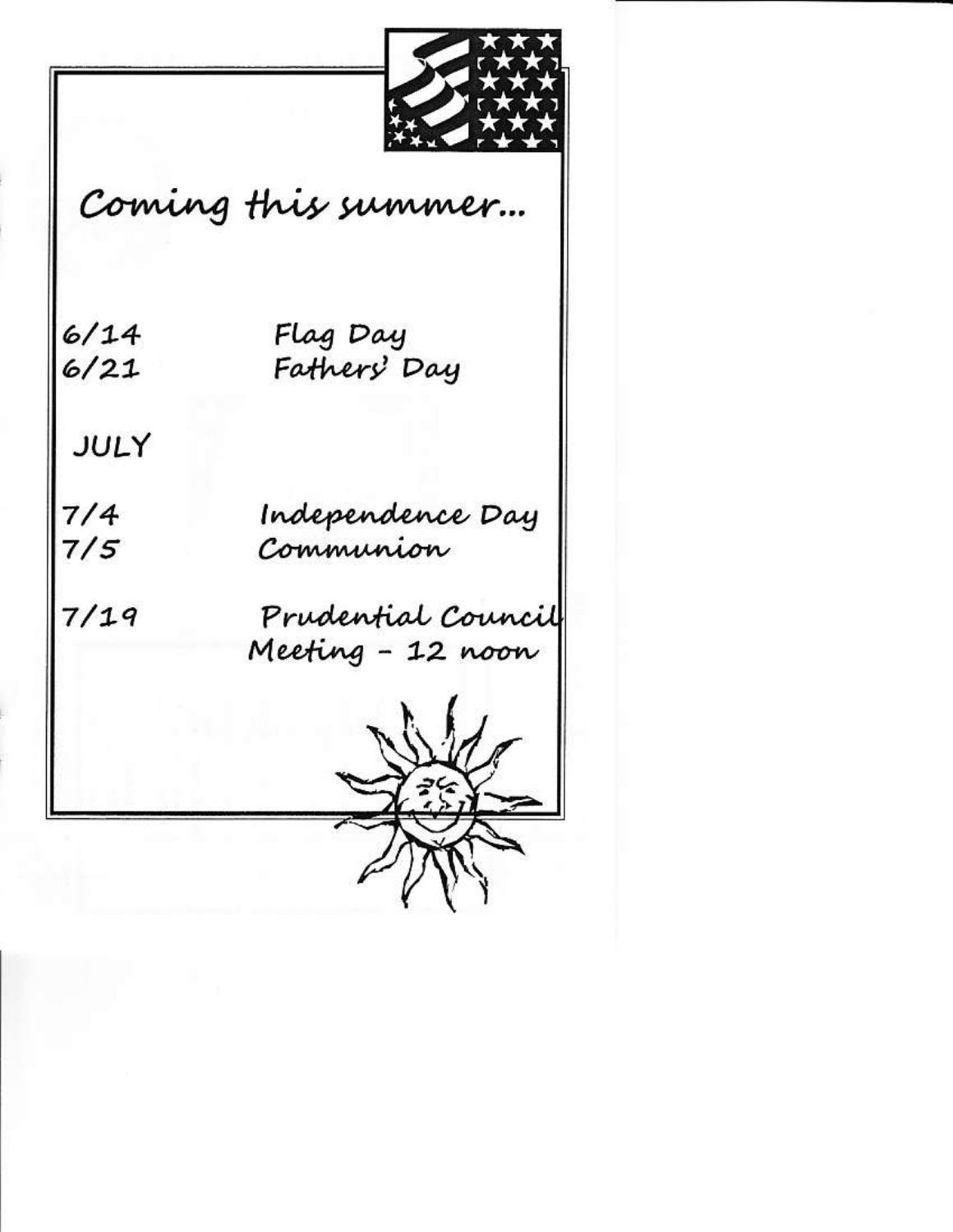## Coming this summer...

6/14 Flag Day
6/21 Fathers' Day

JULY

7/4 Independence Day
7/5 Communion

7/19 Prudential Council Meeting - 12 noon